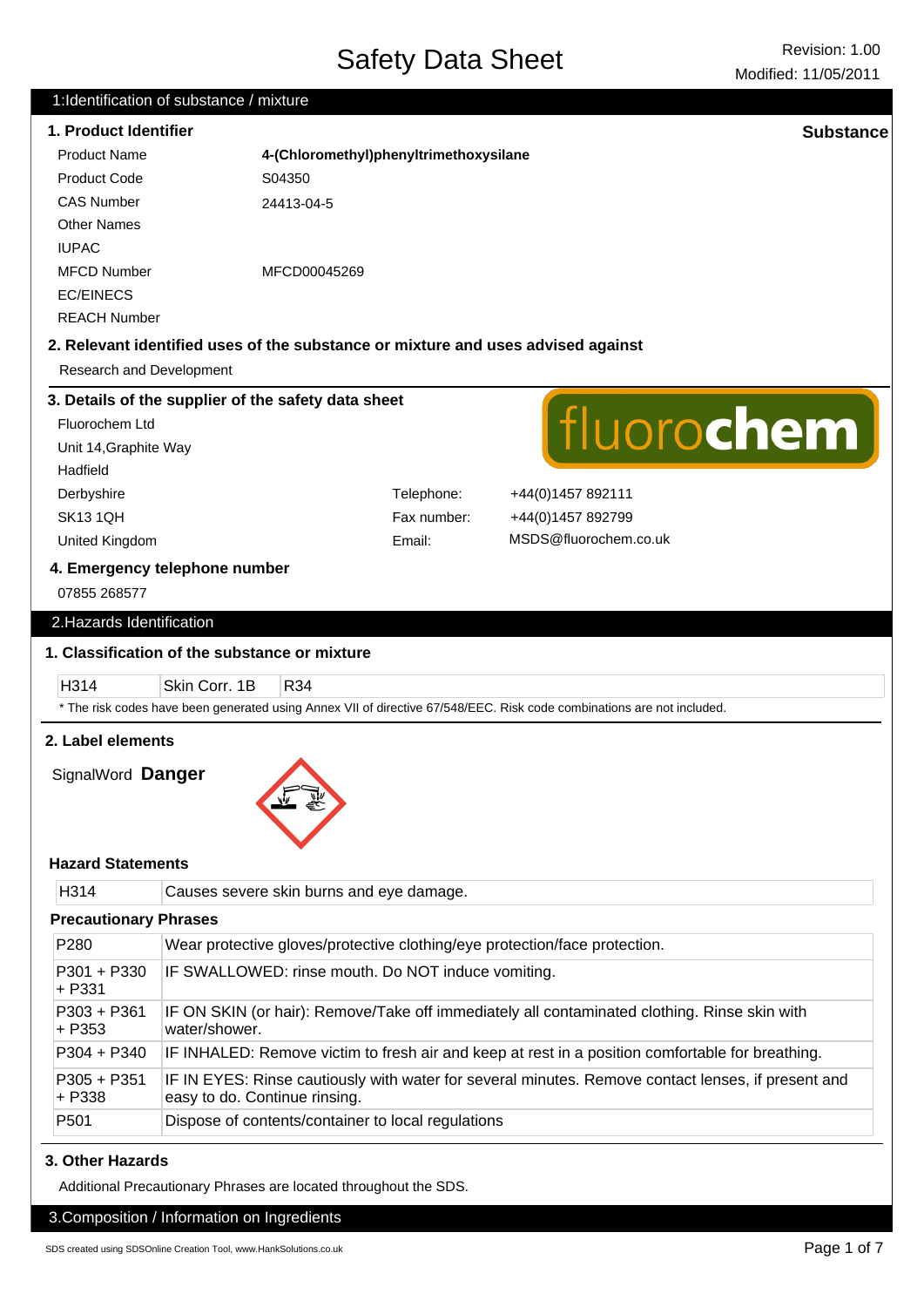# Safety Data Sheet

Revision: 1.00
Modified: 11/05/2011

## 1:Identification of substance / mixture

### 1. Product Identifier

**Substance**

| | |
|---|---|
| Product Name | **4-(Chloromethyl)phenyltrimethoxysilane** |
| Product Code | S04350 |
| CAS Number | 24413-04-5 |
| Other Names | |
| IUPAC | |
| MFCD Number | MFCD00045269 |
| EC/EINECS | |
| REACH Number | |

### 2. Relevant identified uses of the substance or mixture and uses advised against

Research and Development

### 3. Details of the supplier of the safety data sheet

Fluorochem Ltd
Unit 14,Graphite Way
Hadfield
Derbyshire
SK13 1QH
United Kingdom

fluorochem

Telephone: +44(0)1457 892111
Fax number: +44(0)1457 892799
Email: MSDS@fluorochem.co.uk

### 4. Emergency telephone number

07855 268577

## 2.Hazards Identification

### 1. Classification of the substance or mixture

| | | |
|---|---|---|
| H314 | Skin Corr. 1B | R34 |

* The risk codes have been generated using Annex VII of directive 67/548/EEC. Risk code combinations are not included.

### 2. Label elements

SignalWord **Danger**

#### Hazard Statements

| | |
|---|---|
| H314 | Causes severe skin burns and eye damage. |

#### Precautionary Phrases

| | |
|---|---|
| P280 | Wear protective gloves/protective clothing/eye protection/face protection. |
| P301 + P330 + P331 | IF SWALLOWED: rinse mouth. Do NOT induce vomiting. |
| P303 + P361 + P353 | IF ON SKIN (or hair): Remove/Take off immediately all contaminated clothing. Rinse skin with water/shower. |
| P304 + P340 | IF INHALED: Remove victim to fresh air and keep at rest in a position comfortable for breathing. |
| P305 + P351 + P338 | IF IN EYES: Rinse cautiously with water for several minutes. Remove contact lenses, if present and easy to do. Continue rinsing. |
| P501 | Dispose of contents/container to local regulations |

### 3. Other Hazards

Additional Precautionary Phrases are located throughout the SDS.

## 3.Composition / Information on Ingredients

SDS created using SDSOnline Creation Tool, www.HankSolutions.co.uk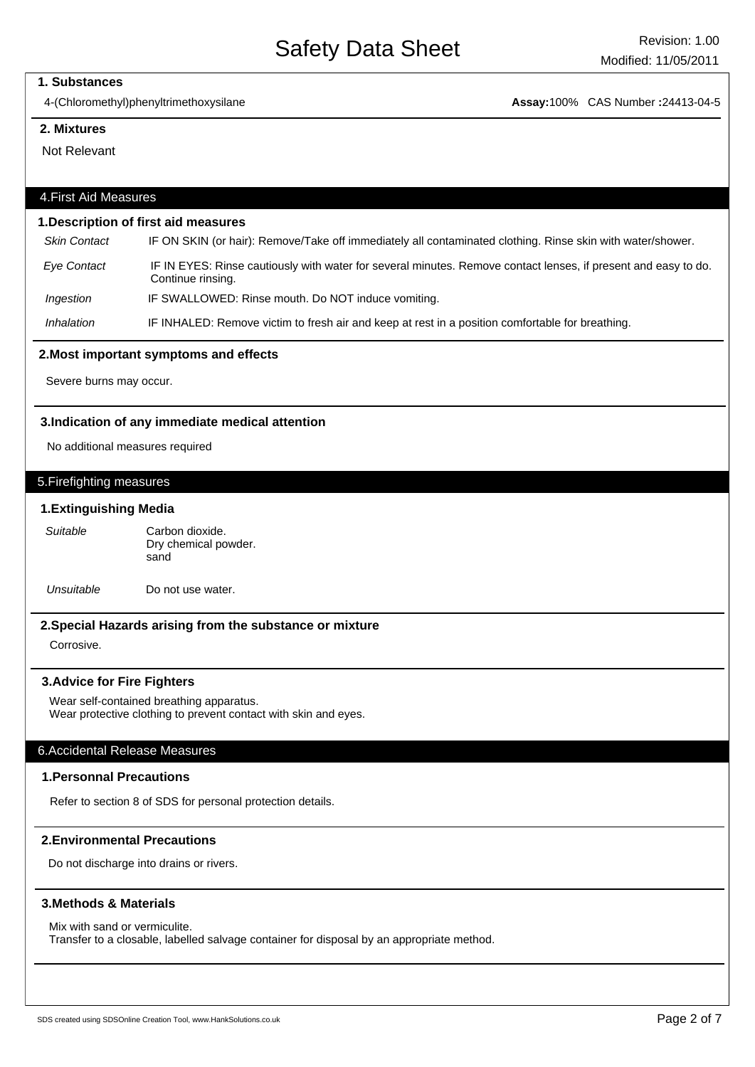## 1. Substances

4-(Chloromethyl)phenyltrimethoxysilane **Assay:**100% CAS Number **:**24413-04-5

## 2. Mixtures

Not Relevant

## 4.First Aid Measures

### 1.Description of first aid measures

| | |
|---|---|
| *Skin Contact* | IF ON SKIN (or hair): Remove/Take off immediately all contaminated clothing. Rinse skin with water/shower. |
| *Eye Contact* | IF IN EYES: Rinse cautiously with water for several minutes. Remove contact lenses, if present and easy to do. Continue rinsing. |
| *Ingestion* | IF SWALLOWED: Rinse mouth. Do NOT induce vomiting. |
| *Inhalation* | IF INHALED: Remove victim to fresh air and keep at rest in a position comfortable for breathing. |

### 2.Most important symptoms and effects

Severe burns may occur.

### 3.Indication of any immediate medical attention

No additional measures required

## 5.Firefighting measures

### 1.Extinguishing Media

| | |
|---|---|
| *Suitable* | Carbon dioxide.<br>Dry chemical powder.<br>sand |
| *Unsuitable* | Do not use water. |

### 2.Special Hazards arising from the substance or mixture

Corrosive.

### 3.Advice for Fire Fighters

Wear self-contained breathing apparatus.
Wear protective clothing to prevent contact with skin and eyes.

## 6.Accidental Release Measures

### 1.Personnal Precautions

Refer to section 8 of SDS for personal protection details.

### 2.Environmental Precautions

Do not discharge into drains or rivers.

### 3.Methods & Materials

Mix with sand or vermiculite.
Transfer to a closable, labelled salvage container for disposal by an appropriate method.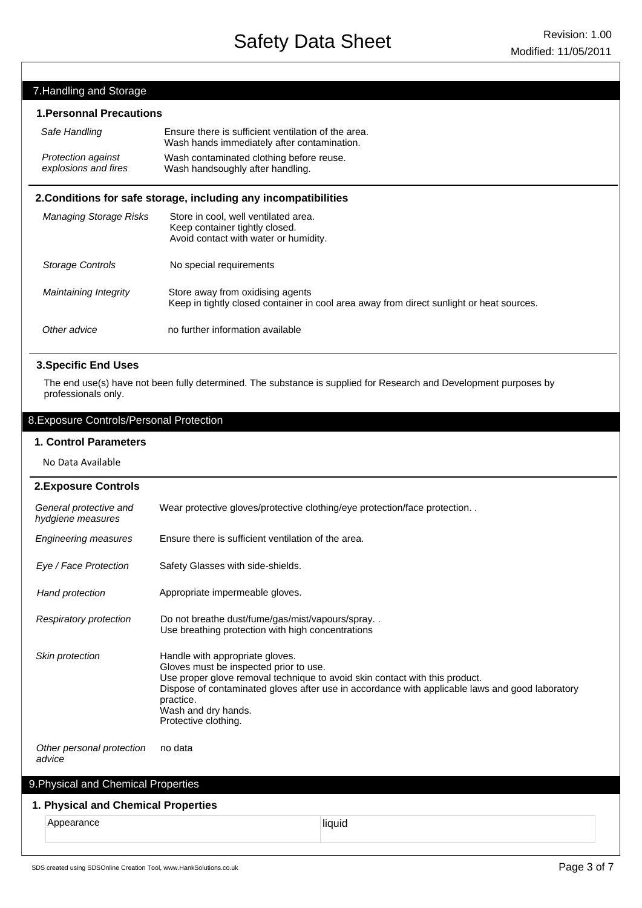## 7.Handling and Storage

### 1.Personnal Precautions

| | |
|---|---|
| *Safe Handling* | Ensure there is sufficient ventilation of the area.<br>Wash hands immediately after contamination. |
| *Protection against explosions and fires* | Wash contaminated clothing before reuse.<br>Wash handsoughly after handling. |

### 2.Conditions for safe storage, including any incompatibilities

| | |
|---|---|
| *Managing Storage Risks* | Store in cool, well ventilated area.<br>Keep container tightly closed.<br>Avoid contact with water or humidity. |
| *Storage Controls* | No special requirements |
| *Maintaining Integrity* | Store away from oxidising agents<br>Keep in tightly closed container in cool area away from direct sunlight or heat sources. |
| *Other advice* | no further information available |

### 3.Specific End Uses

The end use(s) have not been fully determined. The substance is supplied for Research and Development purposes by professionals only.

## 8.Exposure Controls/Personal Protection

### 1. Control Parameters

No Data Available

### 2.Exposure Controls

| | |
|---|---|
| *General protective and hydgiene measures* | Wear protective gloves/protective clothing/eye protection/face protection. . |
| *Engineering measures* | Ensure there is sufficient ventilation of the area. |
| *Eye / Face Protection* | Safety Glasses with side-shields. |
| *Hand protection* | Appropriate impermeable gloves. |
| *Respiratory protection* | Do not breathe dust/fume/gas/mist/vapours/spray. .<br>Use breathing protection with high concentrations |
| *Skin protection* | Handle with appropriate gloves.<br>Gloves must be inspected prior to use.<br>Use proper glove removal technique to avoid skin contact with this product.<br>Dispose of contaminated gloves after use in accordance with applicable laws and good laboratory practice.<br>Wash and dry hands.<br>Protective clothing. |
| *Other personal protection advice* | no data |

## 9.Physical and Chemical Properties

### 1. Physical and Chemical Properties

| | |
|---|---|
| Appearance | liquid |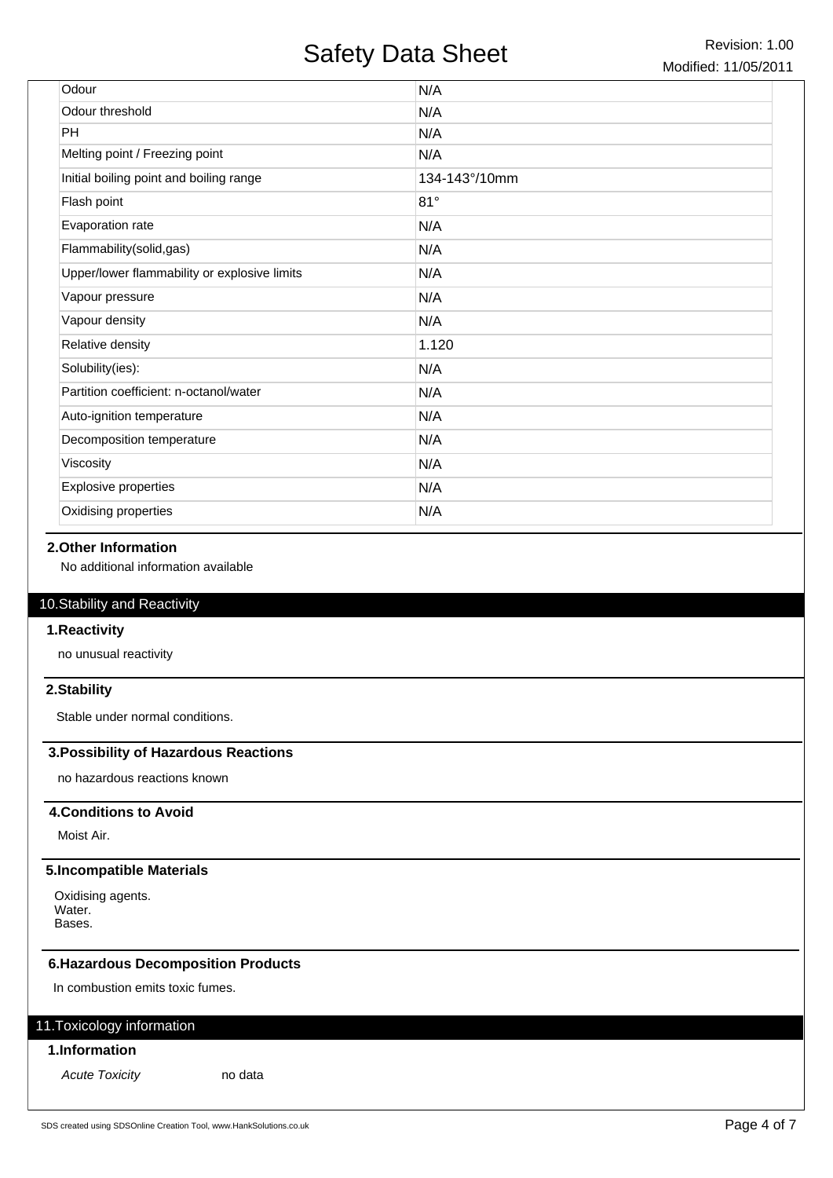| | |
|---|---|
| Odour | N/A |
| Odour threshold | N/A |
| PH | N/A |
| Melting point / Freezing point | N/A |
| Initial boiling point and boiling range | 134-143°/10mm |
| Flash point | 81° |
| Evaporation rate | N/A |
| Flammability(solid,gas) | N/A |
| Upper/lower flammability or explosive limits | N/A |
| Vapour pressure | N/A |
| Vapour density | N/A |
| Relative density | 1.120 |
| Solubility(ies): | N/A |
| Partition coefficient: n-octanol/water | N/A |
| Auto-ignition temperature | N/A |
| Decomposition temperature | N/A |
| Viscosity | N/A |
| Explosive properties | N/A |
| Oxidising properties | N/A |

### 2.Other Information

No additional information available

## 10.Stability and Reactivity

### 1.Reactivity

no unusual reactivity

### 2.Stability

Stable under normal conditions.

### 3.Possibility of Hazardous Reactions

no hazardous reactions known

### 4.Conditions to Avoid

Moist Air.

### 5.Incompatible Materials

Oxidising agents.
Water.
Bases.

### 6.Hazardous Decomposition Products

In combustion emits toxic fumes.

## 11.Toxicology information

### 1.Information

*Acute Toxicity* no data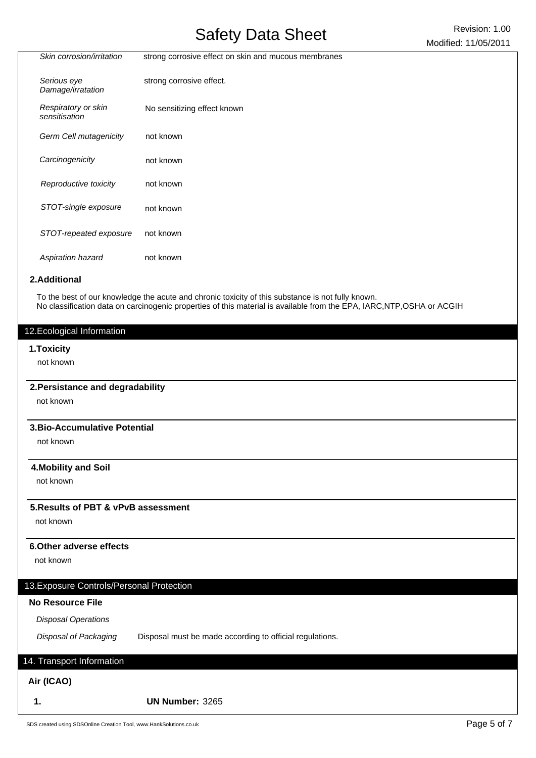| | |
|---|---|
| *Skin corrosion/irritation* | strong corrosive effect on skin and mucous membranes |
| *Serious eye Damage/irratation* | strong corrosive effect. |
| *Respiratory or skin sensitisation* | No sensitizing effect known |
| *Germ Cell mutagenicity* | not known |
| *Carcinogenicity* | not known |
| *Reproductive toxicity* | not known |
| *STOT-single exposure* | not known |
| *STOT-repeated exposure* | not known |
| *Aspiration hazard* | not known |

### 2.Additional

To the best of our knowledge the acute and chronic toxicity of this substance is not fully known.
No classification data on carcinogenic properties of this material is available from the EPA, IARC,NTP,OSHA or ACGIH

## 12.Ecological Information

### 1.Toxicity

not known

### 2.Persistance and degradability

not known

### 3.Bio-Accumulative Potential

not known

### 4.Mobility and Soil

not known

### 5.Results of PBT & vPvB assessment

not known

### 6.Other adverse effects

not known

## 13.Exposure Controls/Personal Protection

### No Resource File

*Disposal Operations*

*Disposal of Packaging* Disposal must be made according to official regulations.

## 14. Transport Information

### Air (ICAO)

**1.** **UN Number:** 3265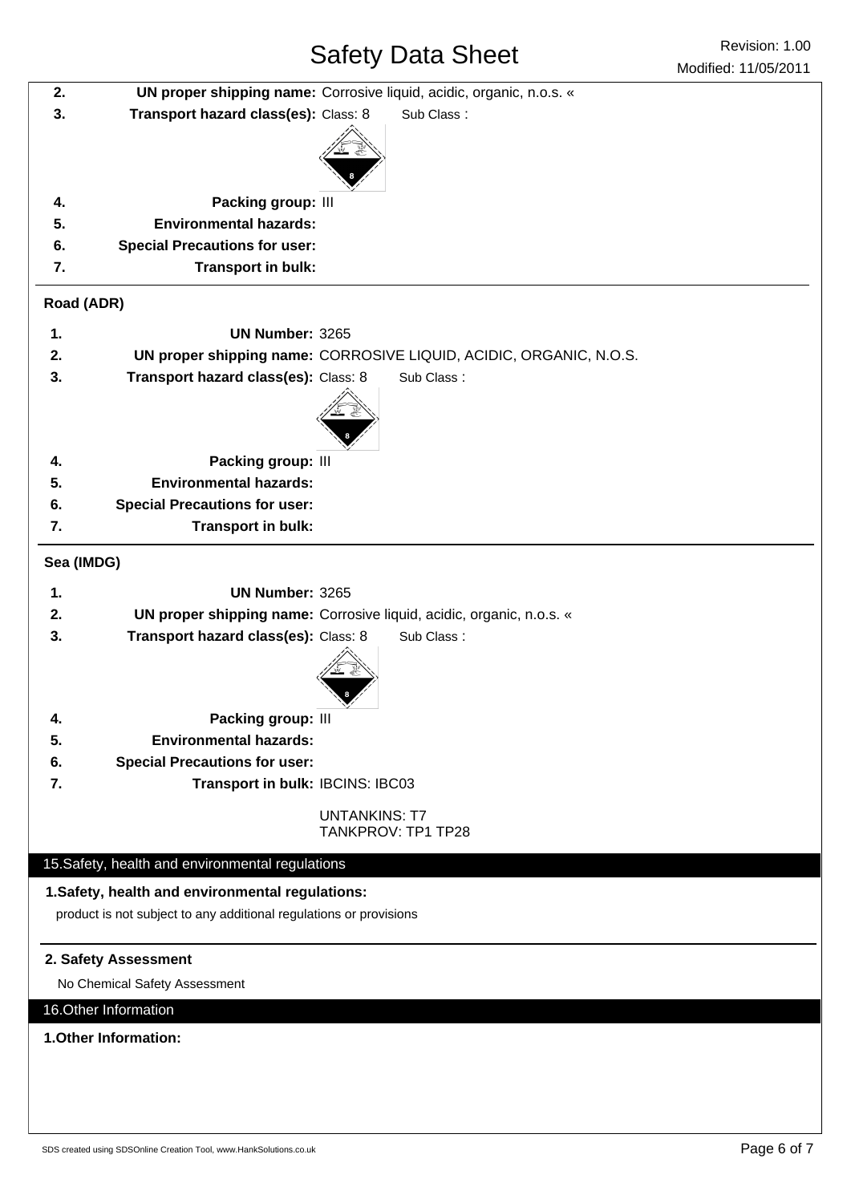2. **UN proper shipping name:** Corrosive liquid, acidic, organic, n.o.s. «
3. **Transport hazard class(es):** Class: 8 Sub Class :
4. **Packing group:** III
5. **Environmental hazards:**
6. **Special Precautions for user:**
7. **Transport in bulk:**

### Road (ADR)

1. **UN Number:** 3265
2. **UN proper shipping name:** CORROSIVE LIQUID, ACIDIC, ORGANIC, N.O.S.
3. **Transport hazard class(es):** Class: 8 Sub Class :
4. **Packing group:** III
5. **Environmental hazards:**
6. **Special Precautions for user:**
7. **Transport in bulk:**

### Sea (IMDG)

1. **UN Number:** 3265
2. **UN proper shipping name:** Corrosive liquid, acidic, organic, n.o.s. «
3. **Transport hazard class(es):** Class: 8 Sub Class :
4. **Packing group:** III
5. **Environmental hazards:**
6. **Special Precautions for user:**
7. **Transport in bulk:** IBCINS: IBC03

   UNTANKINS: T7
   TANKPROV: TP1 TP28

## 15.Safety, health and environmental regulations

### 1.Safety, health and environmental regulations:

product is not subject to any additional regulations or provisions

### 2. Safety Assessment

No Chemical Safety Assessment

## 16.Other Information

### 1.Other Information:

SDS created using SDSOnline Creation Tool, www.HankSolutions.co.uk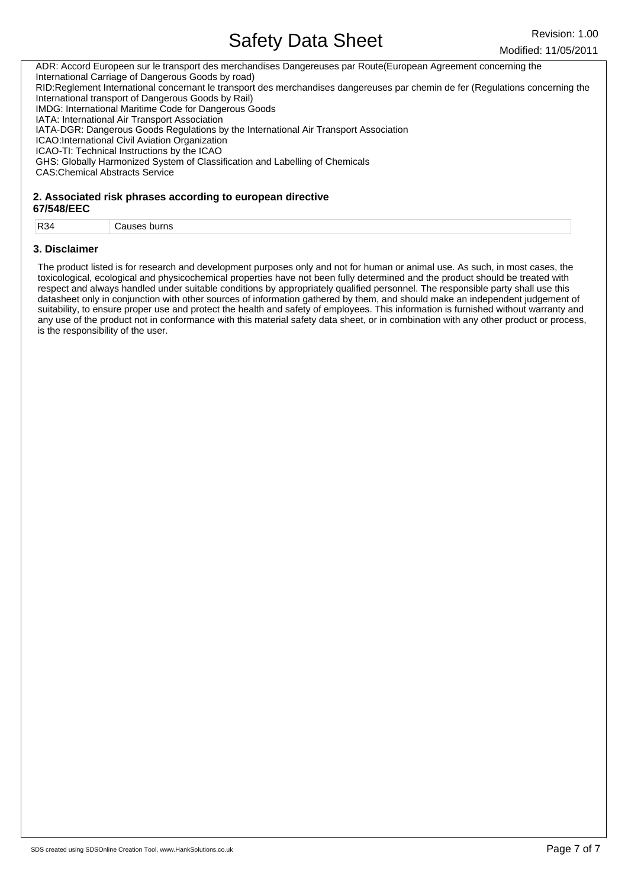ADR: Accord Europeen sur le transport des merchandises Dangereuses par Route(European Agreement concerning the International Carriage of Dangerous Goods by road)
RID:Reglement International concernant le transport des merchandises dangereuses par chemin de fer (Regulations concerning the International transport of Dangerous Goods by Rail)
IMDG: International Maritime Code for Dangerous Goods
IATA: International Air Transport Association
IATA-DGR: Dangerous Goods Regulations by the International Air Transport Association
ICAO:International Civil Aviation Organization
ICAO-TI: Technical Instructions by the ICAO
GHS: Globally Harmonized System of Classification and Labelling of Chemicals
CAS:Chemical Abstracts Service

### 2. Associated risk phrases according to european directive 67/548/EEC

| | |
|---|---|
| R34 | Causes burns |

### 3. Disclaimer

The product listed is for research and development purposes only and not for human or animal use. As such, in most cases, the toxicological, ecological and physicochemical properties have not been fully determined and the product should be treated with respect and always handled under suitable conditions by appropriately qualified personnel. The responsible party shall use this datasheet only in conjunction with other sources of information gathered by them, and should make an independent judgement of suitability, to ensure proper use and protect the health and safety of employees. This information is furnished without warranty and any use of the product not in conformance with this material safety data sheet, or in combination with any other product or process, is the responsibility of the user.